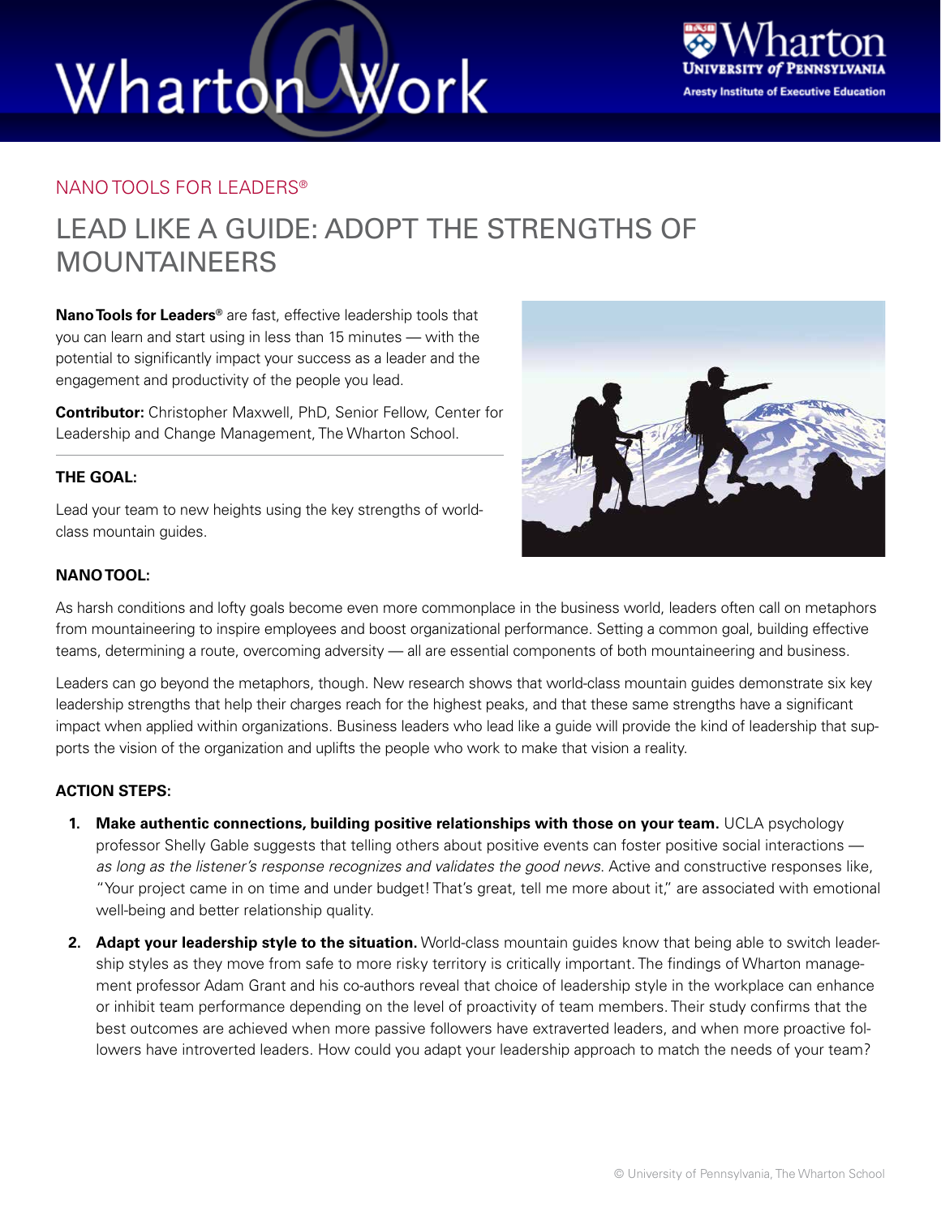NANO TOOLS FOR LEADERS®

# LEAD LIKE A GUIDE: ADOPT THE STRENGTHS OF MOUNTAINEERS

**Nano Tools for Leaders®** are fast, effective leadership tools that you can learn and start using in less than 15 minutes — with the potential to significantly impact your success as a leader and the engagement and productivity of the people you lead.

**Contributor:** Christopher Maxwell, PhD, Senior Fellow, Center for Leadership and Change Management, The Wharton School.

## THE GOAL:

Lead your team to new heights using the key strengths of world-class mountain guides.

## NANO TOOL:

As harsh conditions and lofty goals become even more commonplace in the business world, leaders often call on metaphors from mountaineering to inspire employees and boost organizational performance. Setting a common goal, building effective teams, determining a route, overcoming adversity — all are essential components of both mountaineering and business.

Leaders can go beyond the metaphors, though. New research shows that world-class mountain guides demonstrate six key leadership strengths that help their charges reach for the highest peaks, and that these same strengths have a significant impact when applied within organizations. Business leaders who lead like a guide will provide the kind of leadership that supports the vision of the organization and uplifts the people who work to make that vision a reality.

## ACTION STEPS:

1. **Make authentic connections, building positive relationships with those on your team.** UCLA psychology professor Shelly Gable suggests that telling others about positive events can foster positive social interactions — *as long as the listener's response recognizes and validates the good news.* Active and constructive responses like, "Your project came in on time and under budget! That's great, tell me more about it," are associated with emotional well-being and better relationship quality.

2. **Adapt your leadership style to the situation.** World-class mountain guides know that being able to switch leadership styles as they move from safe to more risky territory is critically important. The findings of Wharton management professor Adam Grant and his co-authors reveal that choice of leadership style in the workplace can enhance or inhibit team performance depending on the level of proactivity of team members. Their study confirms that the best outcomes are achieved when more passive followers have extraverted leaders, and when more proactive followers have introverted leaders. How could you adapt your leadership approach to match the needs of your team?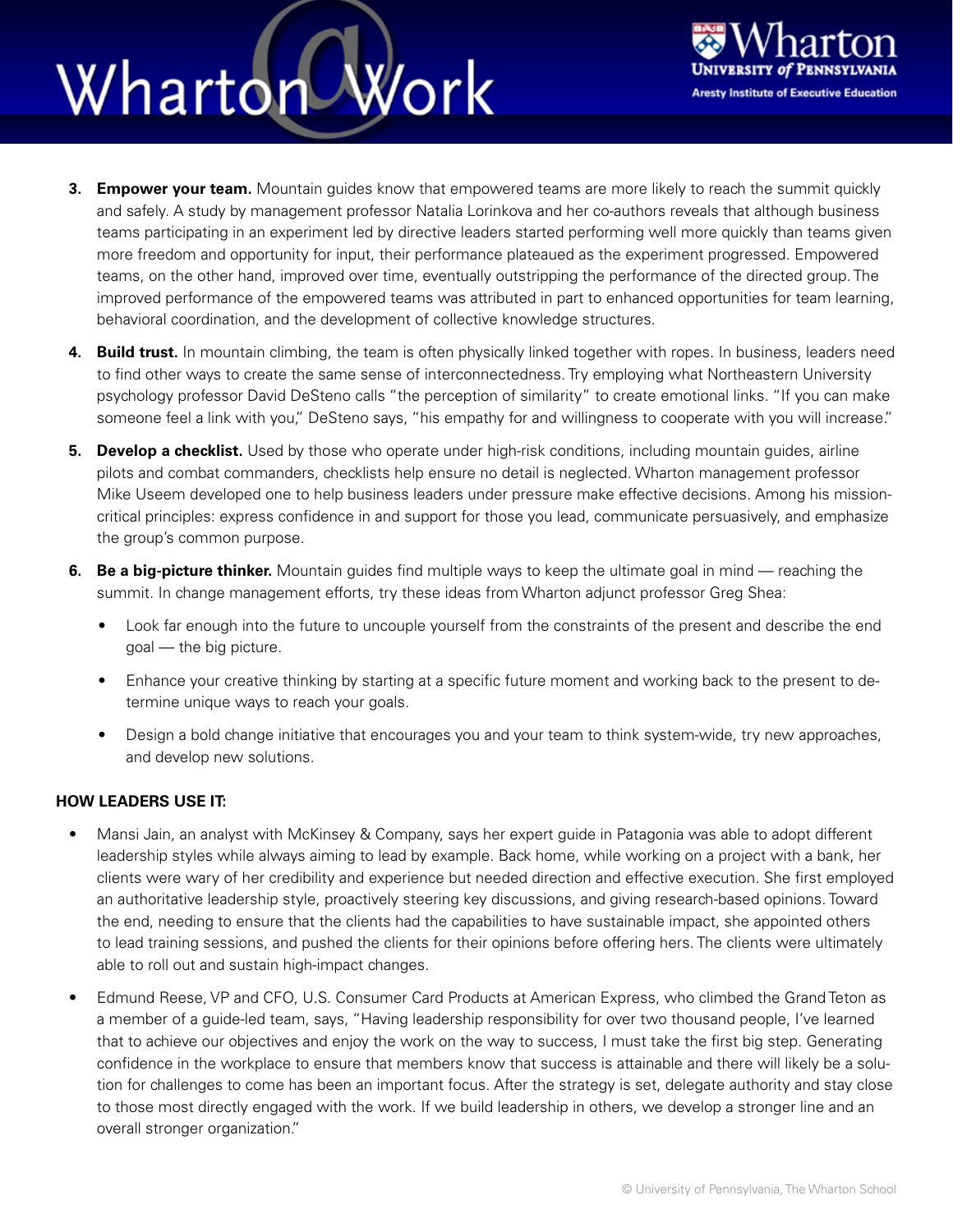3. **Empower your team.** Mountain guides know that empowered teams are more likely to reach the summit quickly and safely. A study by management professor Natalia Lorinkova and her co-authors reveals that although business teams participating in an experiment led by directive leaders started performing well more quickly than teams given more freedom and opportunity for input, their performance plateaued as the experiment progressed. Empowered teams, on the other hand, improved over time, eventually outstripping the performance of the directed group. The improved performance of the empowered teams was attributed in part to enhanced opportunities for team learning, behavioral coordination, and the development of collective knowledge structures.

4. **Build trust.** In mountain climbing, the team is often physically linked together with ropes. In business, leaders need to find other ways to create the same sense of interconnectedness. Try employing what Northeastern University psychology professor David DeSteno calls "the perception of similarity" to create emotional links. "If you can make someone feel a link with you," DeSteno says, "his empathy for and willingness to cooperate with you will increase."

5. **Develop a checklist.** Used by those who operate under high-risk conditions, including mountain guides, airline pilots and combat commanders, checklists help ensure no detail is neglected. Wharton management professor Mike Useem developed one to help business leaders under pressure make effective decisions. Among his mission-critical principles: express confidence in and support for those you lead, communicate persuasively, and emphasize the group's common purpose.

6. **Be a big-picture thinker.** Mountain guides find multiple ways to keep the ultimate goal in mind — reaching the summit. In change management efforts, try these ideas from Wharton adjunct professor Greg Shea:
   - Look far enough into the future to uncouple yourself from the constraints of the present and describe the end goal — the big picture.
   - Enhance your creative thinking by starting at a specific future moment and working back to the present to determine unique ways to reach your goals.
   - Design a bold change initiative that encourages you and your team to think system-wide, try new approaches, and develop new solutions.

**HOW LEADERS USE IT:**

- Mansi Jain, an analyst with McKinsey & Company, says her expert guide in Patagonia was able to adopt different leadership styles while always aiming to lead by example. Back home, while working on a project with a bank, her clients were wary of her credibility and experience but needed direction and effective execution. She first employed an authoritative leadership style, proactively steering key discussions, and giving research-based opinions. Toward the end, needing to ensure that the clients had the capabilities to have sustainable impact, she appointed others to lead training sessions, and pushed the clients for their opinions before offering hers. The clients were ultimately able to roll out and sustain high-impact changes.

- Edmund Reese, VP and CFO, U.S. Consumer Card Products at American Express, who climbed the Grand Teton as a member of a guide-led team, says, "Having leadership responsibility for over two thousand people, I've learned that to achieve our objectives and enjoy the work on the way to success, I must take the first big step. Generating confidence in the workplace to ensure that members know that success is attainable and there will likely be a solution for challenges to come has been an important focus. After the strategy is set, delegate authority and stay close to those most directly engaged with the work. If we build leadership in others, we develop a stronger line and an overall stronger organization."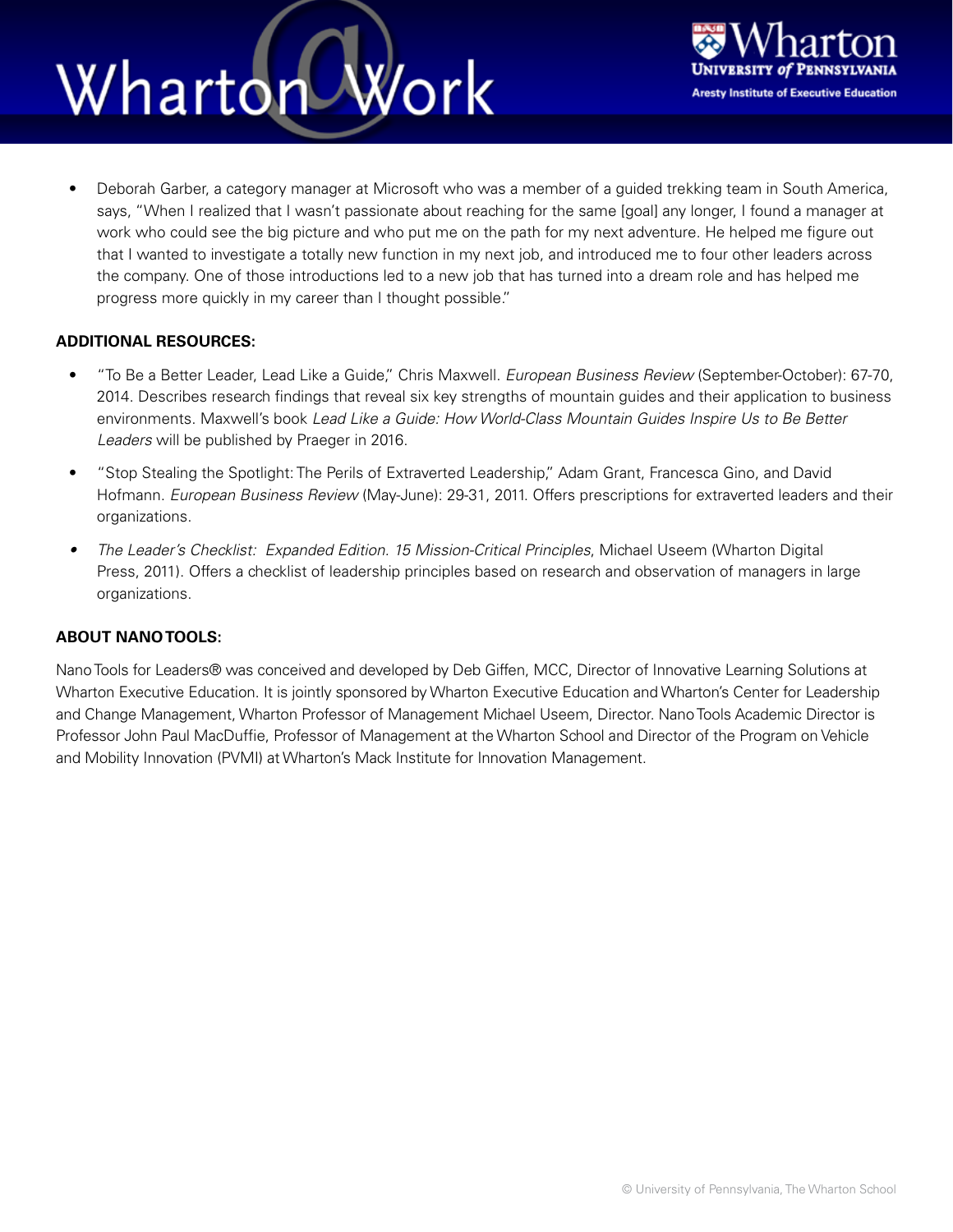- Deborah Garber, a category manager at Microsoft who was a member of a guided trekking team in South America, says, "When I realized that I wasn't passionate about reaching for the same [goal] any longer, I found a manager at work who could see the big picture and who put me on the path for my next adventure. He helped me figure out that I wanted to investigate a totally new function in my next job, and introduced me to four other leaders across the company. One of those introductions led to a new job that has turned into a dream role and has helped me progress more quickly in my career than I thought possible."

**ADDITIONAL RESOURCES:**

- "To Be a Better Leader, Lead Like a Guide," Chris Maxwell. *European Business Review* (September-October): 67-70, 2014. Describes research findings that reveal six key strengths of mountain guides and their application to business environments. Maxwell's book *Lead Like a Guide: How World-Class Mountain Guides Inspire Us to Be Better Leaders* will be published by Praeger in 2016.
- "Stop Stealing the Spotlight: The Perils of Extraverted Leadership," Adam Grant, Francesca Gino, and David Hofmann. *European Business Review* (May-June): 29-31, 2011. Offers prescriptions for extraverted leaders and their organizations.
- *The Leader's Checklist: Expanded Edition. 15 Mission-Critical Principles*, Michael Useem (Wharton Digital Press, 2011). Offers a checklist of leadership principles based on research and observation of managers in large organizations.

**ABOUT NANO TOOLS:**

Nano Tools for Leaders® was conceived and developed by Deb Giffen, MCC, Director of Innovative Learning Solutions at Wharton Executive Education. It is jointly sponsored by Wharton Executive Education and Wharton's Center for Leadership and Change Management, Wharton Professor of Management Michael Useem, Director. Nano Tools Academic Director is Professor John Paul MacDuffie, Professor of Management at the Wharton School and Director of the Program on Vehicle and Mobility Innovation (PVMI) at Wharton's Mack Institute for Innovation Management.